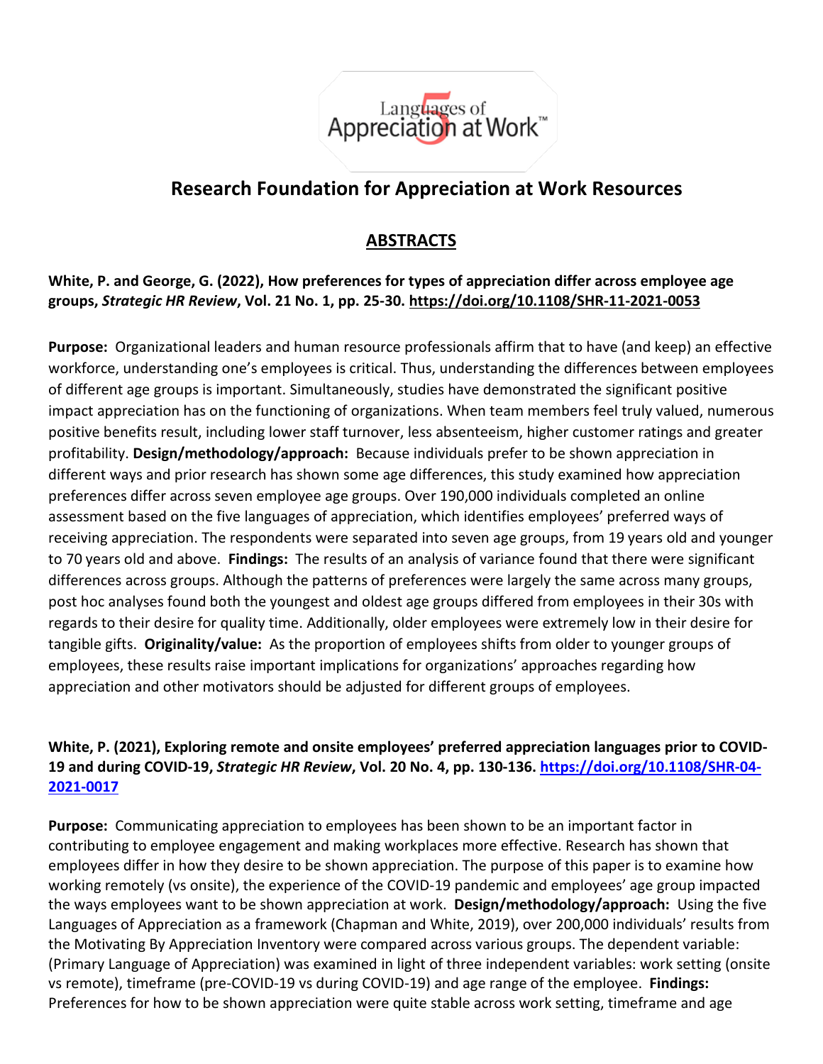# Research Foundation for Appreciation at Work Resources

## ABSTRACTS

**White, P. and George, G. (2022), How preferences for types of appreciation differ across employee age groups, *Strategic HR Review*, Vol. 21 No. 1, pp. 25-30. https://doi.org/10.1108/SHR-11-2021-0053**

**Purpose:** Organizational leaders and human resource professionals affirm that to have (and keep) an effective workforce, understanding one's employees is critical. Thus, understanding the differences between employees of different age groups is important. Simultaneously, studies have demonstrated the significant positive impact appreciation has on the functioning of organizations. When team members feel truly valued, numerous positive benefits result, including lower staff turnover, less absenteeism, higher customer ratings and greater profitability. **Design/methodology/approach:** Because individuals prefer to be shown appreciation in different ways and prior research has shown some age differences, this study examined how appreciation preferences differ across seven employee age groups. Over 190,000 individuals completed an online assessment based on the five languages of appreciation, which identifies employees' preferred ways of receiving appreciation. The respondents were separated into seven age groups, from 19 years old and younger to 70 years old and above. **Findings:** The results of an analysis of variance found that there were significant differences across groups. Although the patterns of preferences were largely the same across many groups, post hoc analyses found both the youngest and oldest age groups differed from employees in their 30s with regards to their desire for quality time. Additionally, older employees were extremely low in their desire for tangible gifts. **Originality/value:** As the proportion of employees shifts from older to younger groups of employees, these results raise important implications for organizations' approaches regarding how appreciation and other motivators should be adjusted for different groups of employees.

**White, P. (2021), Exploring remote and onsite employees' preferred appreciation languages prior to COVID-19 and during COVID-19, *Strategic HR Review*, Vol. 20 No. 4, pp. 130-136. https://doi.org/10.1108/SHR-04-2021-0017**

**Purpose:** Communicating appreciation to employees has been shown to be an important factor in contributing to employee engagement and making workplaces more effective. Research has shown that employees differ in how they desire to be shown appreciation. The purpose of this paper is to examine how working remotely (vs onsite), the experience of the COVID-19 pandemic and employees' age group impacted the ways employees want to be shown appreciation at work. **Design/methodology/approach:** Using the five Languages of Appreciation as a framework (Chapman and White, 2019), over 200,000 individuals' results from the Motivating By Appreciation Inventory were compared across various groups. The dependent variable: (Primary Language of Appreciation) was examined in light of three independent variables: work setting (onsite vs remote), timeframe (pre-COVID-19 vs during COVID-19) and age range of the employee. **Findings:** Preferences for how to be shown appreciation were quite stable across work setting, timeframe and age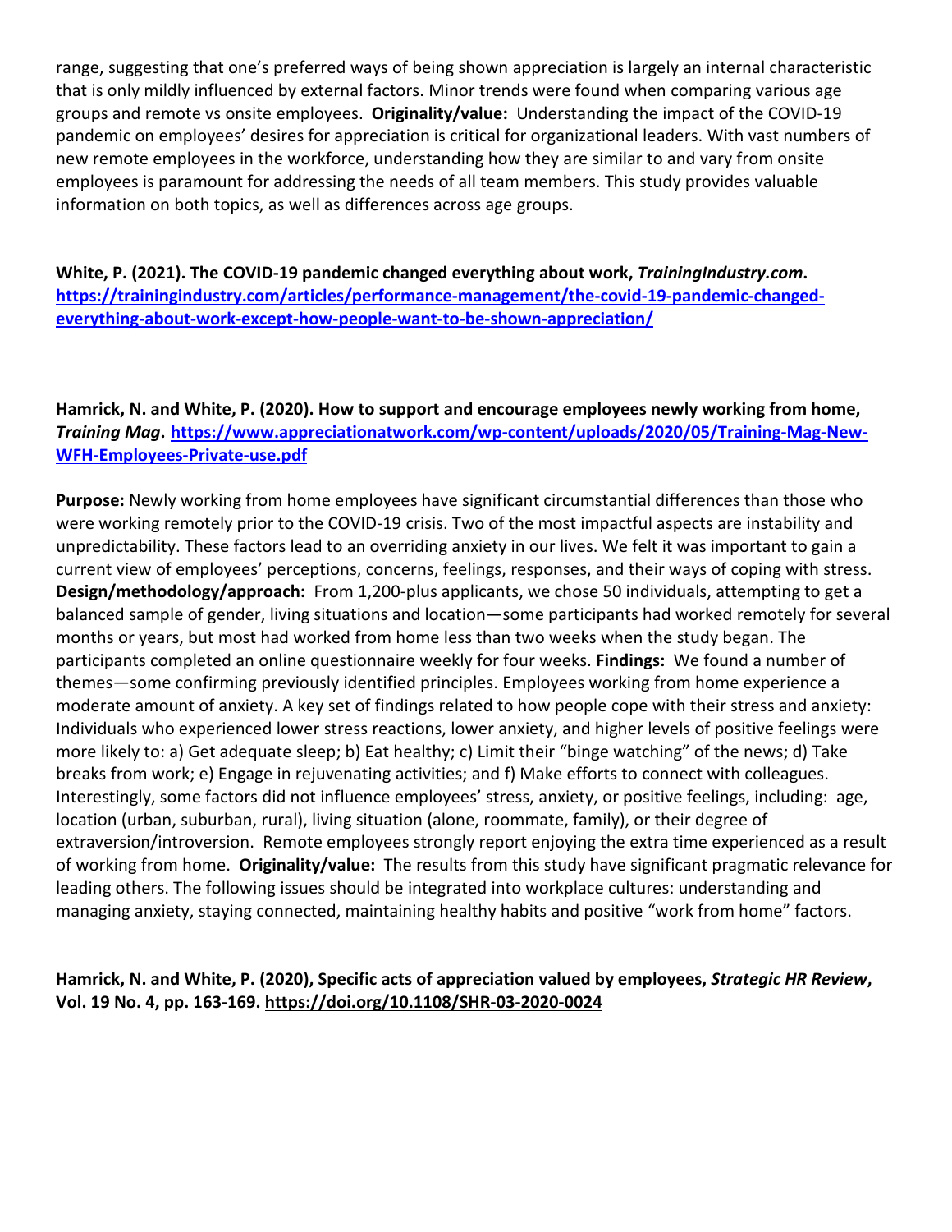range, suggesting that one's preferred ways of being shown appreciation is largely an internal characteristic that is only mildly influenced by external factors. Minor trends were found when comparing various age groups and remote vs onsite employees. **Originality/value:** Understanding the impact of the COVID-19 pandemic on employees' desires for appreciation is critical for organizational leaders. With vast numbers of new remote employees in the workforce, understanding how they are similar to and vary from onsite employees is paramount for addressing the needs of all team members. This study provides valuable information on both topics, as well as differences across age groups.

**White, P. (2021). The COVID-19 pandemic changed everything about work, *TrainingIndustry.com*. [https://trainingindustry.com/articles/performance-management/the-covid-19-pandemic-changed-everything-about-work-except-how-people-want-to-be-shown-appreciation/](https://trainingindustry.com/articles/performance-management/the-covid-19-pandemic-changed-everything-about-work-except-how-people-want-to-be-shown-appreciation/)**

**Hamrick, N. and White, P. (2020). How to support and encourage employees newly working from home, *Training Mag*. [https://www.appreciationatwork.com/wp-content/uploads/2020/05/Training-Mag-New-WFH-Employees-Private-use.pdf](https://www.appreciationatwork.com/wp-content/uploads/2020/05/Training-Mag-New-WFH-Employees-Private-use.pdf)**

**Purpose:** Newly working from home employees have significant circumstantial differences than those who were working remotely prior to the COVID-19 crisis. Two of the most impactful aspects are instability and unpredictability. These factors lead to an overriding anxiety in our lives. We felt it was important to gain a current view of employees' perceptions, concerns, feelings, responses, and their ways of coping with stress. **Design/methodology/approach:** From 1,200-plus applicants, we chose 50 individuals, attempting to get a balanced sample of gender, living situations and location—some participants had worked remotely for several months or years, but most had worked from home less than two weeks when the study began. The participants completed an online questionnaire weekly for four weeks. **Findings:** We found a number of themes—some confirming previously identified principles. Employees working from home experience a moderate amount of anxiety. A key set of findings related to how people cope with their stress and anxiety: Individuals who experienced lower stress reactions, lower anxiety, and higher levels of positive feelings were more likely to: a) Get adequate sleep; b) Eat healthy; c) Limit their "binge watching" of the news; d) Take breaks from work; e) Engage in rejuvenating activities; and f) Make efforts to connect with colleagues. Interestingly, some factors did not influence employees' stress, anxiety, or positive feelings, including: age, location (urban, suburban, rural), living situation (alone, roommate, family), or their degree of extraversion/introversion. Remote employees strongly report enjoying the extra time experienced as a result of working from home. **Originality/value:** The results from this study have significant pragmatic relevance for leading others. The following issues should be integrated into workplace cultures: understanding and managing anxiety, staying connected, maintaining healthy habits and positive "work from home" factors.

**Hamrick, N. and White, P. (2020), Specific acts of appreciation valued by employees, *Strategic HR Review*, Vol. 19 No. 4, pp. 163-169. [https://doi.org/10.1108/SHR-03-2020-0024](https://doi.org/10.1108/SHR-03-2020-0024)**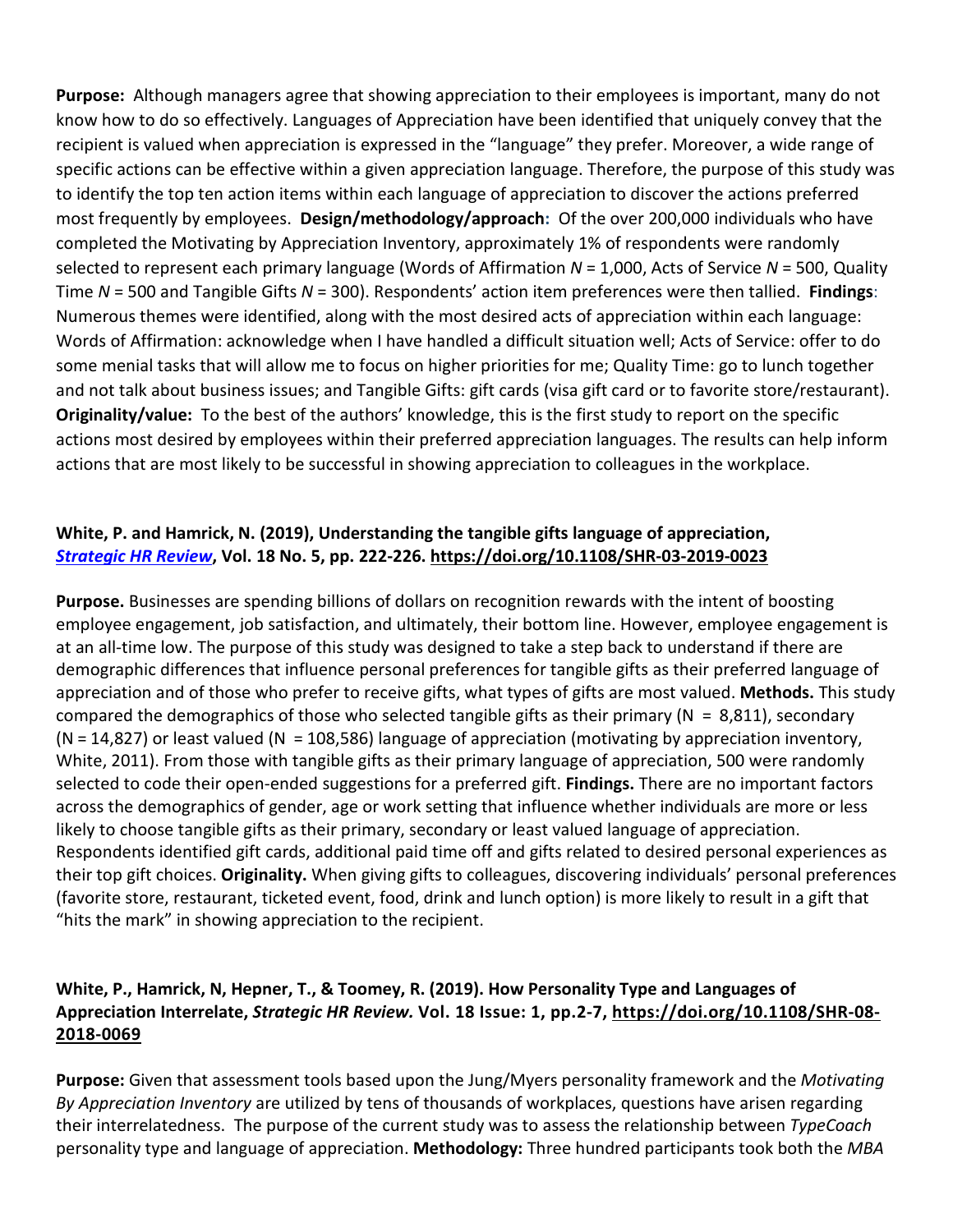**Purpose:** Although managers agree that showing appreciation to their employees is important, many do not know how to do so effectively. Languages of Appreciation have been identified that uniquely convey that the recipient is valued when appreciation is expressed in the "language" they prefer. Moreover, a wide range of specific actions can be effective within a given appreciation language. Therefore, the purpose of this study was to identify the top ten action items within each language of appreciation to discover the actions preferred most frequently by employees. **Design/methodology/approach:** Of the over 200,000 individuals who have completed the Motivating by Appreciation Inventory, approximately 1% of respondents were randomly selected to represent each primary language (Words of Affirmation *N* = 1,000, Acts of Service *N* = 500, Quality Time *N* = 500 and Tangible Gifts *N* = 300). Respondents' action item preferences were then tallied. **Findings**: Numerous themes were identified, along with the most desired acts of appreciation within each language: Words of Affirmation: acknowledge when I have handled a difficult situation well; Acts of Service: offer to do some menial tasks that will allow me to focus on higher priorities for me; Quality Time: go to lunch together and not talk about business issues; and Tangible Gifts: gift cards (visa gift card or to favorite store/restaurant). **Originality/value:** To the best of the authors' knowledge, this is the first study to report on the specific actions most desired by employees within their preferred appreciation languages. The results can help inform actions that are most likely to be successful in showing appreciation to colleagues in the workplace.

**White, P. and Hamrick, N. (2019), Understanding the tangible gifts language of appreciation, *Strategic HR Review*, Vol. 18 No. 5, pp. 222-226. https://doi.org/10.1108/SHR-03-2019-0023**

**Purpose.** Businesses are spending billions of dollars on recognition rewards with the intent of boosting employee engagement, job satisfaction, and ultimately, their bottom line. However, employee engagement is at an all-time low. The purpose of this study was designed to take a step back to understand if there are demographic differences that influence personal preferences for tangible gifts as their preferred language of appreciation and of those who prefer to receive gifts, what types of gifts are most valued. **Methods.** This study compared the demographics of those who selected tangible gifts as their primary (N = 8,811), secondary (N = 14,827) or least valued (N = 108,586) language of appreciation (motivating by appreciation inventory, White, 2011). From those with tangible gifts as their primary language of appreciation, 500 were randomly selected to code their open-ended suggestions for a preferred gift. **Findings.** There are no important factors across the demographics of gender, age or work setting that influence whether individuals are more or less likely to choose tangible gifts as their primary, secondary or least valued language of appreciation. Respondents identified gift cards, additional paid time off and gifts related to desired personal experiences as their top gift choices. **Originality.** When giving gifts to colleagues, discovering individuals' personal preferences (favorite store, restaurant, ticketed event, food, drink and lunch option) is more likely to result in a gift that "hits the mark" in showing appreciation to the recipient.

**White, P., Hamrick, N, Hepner, T., & Toomey, R. (2019). How Personality Type and Languages of Appreciation Interrelate, *Strategic HR Review.* Vol. 18 Issue: 1, pp.2-7, https://doi.org/10.1108/SHR-08-2018-0069**

**Purpose:** Given that assessment tools based upon the Jung/Myers personality framework and the *Motivating By Appreciation Inventory* are utilized by tens of thousands of workplaces, questions have arisen regarding their interrelatedness. The purpose of the current study was to assess the relationship between *TypeCoach* personality type and language of appreciation. **Methodology:** Three hundred participants took both the *MBA*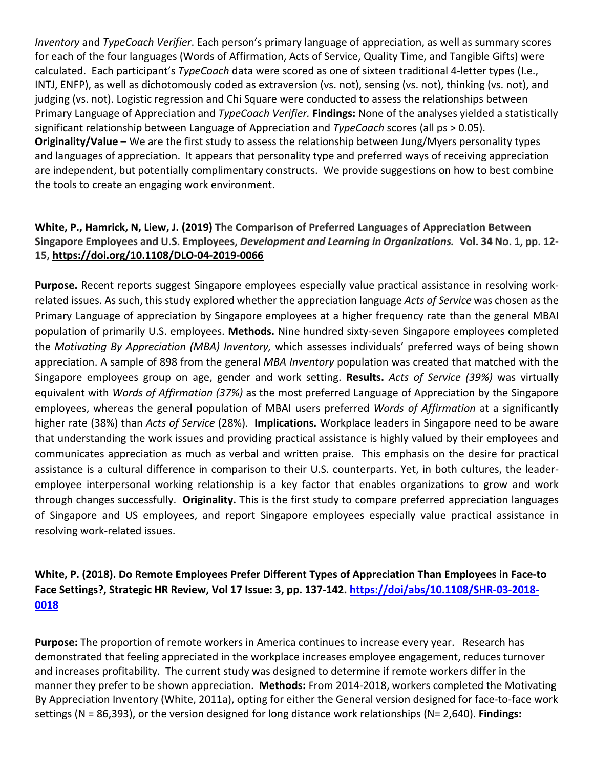*Inventory* and *TypeCoach Verifier*. Each person's primary language of appreciation, as well as summary scores for each of the four languages (Words of Affirmation, Acts of Service, Quality Time, and Tangible Gifts) were calculated. Each participant's *TypeCoach* data were scored as one of sixteen traditional 4-letter types (I.e., INTJ, ENFP), as well as dichotomously coded as extraversion (vs. not), sensing (vs. not), thinking (vs. not), and judging (vs. not). Logistic regression and Chi Square were conducted to assess the relationships between Primary Language of Appreciation and *TypeCoach Verifier.* **Findings:** None of the analyses yielded a statistically significant relationship between Language of Appreciation and *TypeCoach* scores (all ps > 0.05). **Originality/Value** – We are the first study to assess the relationship between Jung/Myers personality types and languages of appreciation. It appears that personality type and preferred ways of receiving appreciation are independent, but potentially complimentary constructs. We provide suggestions on how to best combine the tools to create an engaging work environment.

**White, P., Hamrick, N, Liew, J. (2019) The Comparison of Preferred Languages of Appreciation Between Singapore Employees and U.S. Employees, *Development and Learning in Organizations.* Vol. 34 No. 1, pp. 12-15, [https://doi.org/10.1108/DLO-04-2019-0066](https://doi.org/10.1108/DLO-04-2019-0066)**

**Purpose.** Recent reports suggest Singapore employees especially value practical assistance in resolving work-related issues. As such, this study explored whether the appreciation language *Acts of Service* was chosen as the Primary Language of appreciation by Singapore employees at a higher frequency rate than the general MBAI population of primarily U.S. employees. **Methods.** Nine hundred sixty-seven Singapore employees completed the *Motivating By Appreciation (MBA) Inventory,* which assesses individuals' preferred ways of being shown appreciation. A sample of 898 from the general *MBA Inventory* population was created that matched with the Singapore employees group on age, gender and work setting. **Results.** *Acts of Service (39%)* was virtually equivalent with *Words of Affirmation (37%)* as the most preferred Language of Appreciation by the Singapore employees, whereas the general population of MBAI users preferred *Words of Affirmation* at a significantly higher rate (38%) than *Acts of Service* (28%). **Implications.** Workplace leaders in Singapore need to be aware that understanding the work issues and providing practical assistance is highly valued by their employees and communicates appreciation as much as verbal and written praise. This emphasis on the desire for practical assistance is a cultural difference in comparison to their U.S. counterparts. Yet, in both cultures, the leader-employee interpersonal working relationship is a key factor that enables organizations to grow and work through changes successfully. **Originality.** This is the first study to compare preferred appreciation languages of Singapore and US employees, and report Singapore employees especially value practical assistance in resolving work-related issues.

**White, P. (2018). Do Remote Employees Prefer Different Types of Appreciation Than Employees in Face-to Face Settings?, Strategic HR Review, Vol 17 Issue: 3, pp. 137-142. [https://doi/abs/10.1108/SHR-03-2018-0018](https://doi/abs/10.1108/SHR-03-2018-0018)**

**Purpose:** The proportion of remote workers in America continues to increase every year. Research has demonstrated that feeling appreciated in the workplace increases employee engagement, reduces turnover and increases profitability. The current study was designed to determine if remote workers differ in the manner they prefer to be shown appreciation. **Methods:** From 2014-2018, workers completed the Motivating By Appreciation Inventory (White, 2011a), opting for either the General version designed for face-to-face work settings (N = 86,393), or the version designed for long distance work relationships (N= 2,640). **Findings:**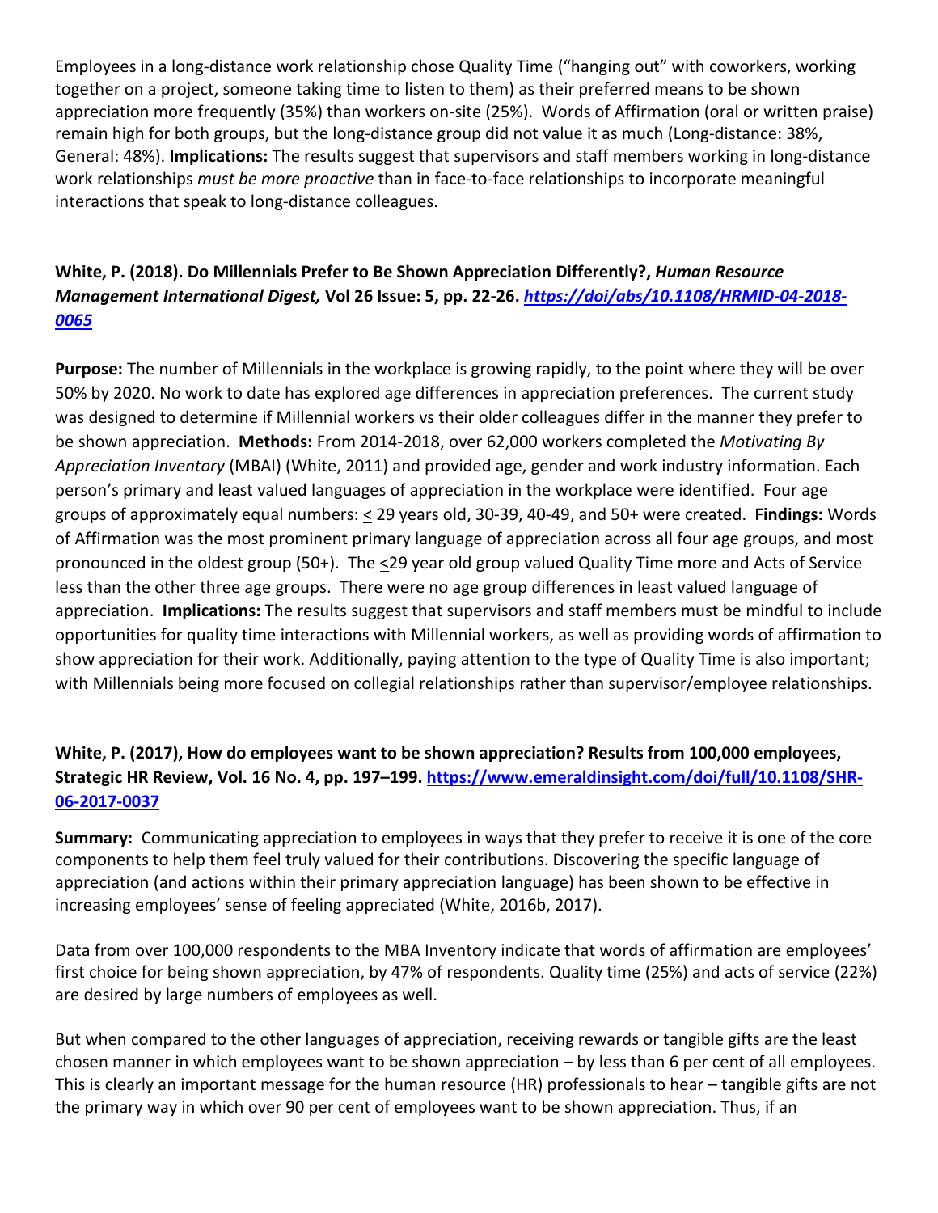Employees in a long-distance work relationship chose Quality Time ("hanging out" with coworkers, working together on a project, someone taking time to listen to them) as their preferred means to be shown appreciation more frequently (35%) than workers on-site (25%). Words of Affirmation (oral or written praise) remain high for both groups, but the long-distance group did not value it as much (Long-distance: 38%, General: 48%). **Implications:** The results suggest that supervisors and staff members working in long-distance work relationships *must be more proactive* than in face-to-face relationships to incorporate meaningful interactions that speak to long-distance colleagues.

**White, P. (2018). Do Millennials Prefer to Be Shown Appreciation Differently?, *Human Resource Management International Digest,* Vol 26 Issue: 5, pp. 22-26. *https://doi/abs/10.1108/HRMID-04-2018-0065***

**Purpose:** The number of Millennials in the workplace is growing rapidly, to the point where they will be over 50% by 2020. No work to date has explored age differences in appreciation preferences. The current study was designed to determine if Millennial workers vs their older colleagues differ in the manner they prefer to be shown appreciation. **Methods:** From 2014-2018, over 62,000 workers completed the *Motivating By Appreciation Inventory* (MBAI) (White, 2011) and provided age, gender and work industry information. Each person's primary and least valued languages of appreciation in the workplace were identified. Four age groups of approximately equal numbers: ≤ 29 years old, 30-39, 40-49, and 50+ were created. **Findings:** Words of Affirmation was the most prominent primary language of appreciation across all four age groups, and most pronounced in the oldest group (50+). The ≤29 year old group valued Quality Time more and Acts of Service less than the other three age groups. There were no age group differences in least valued language of appreciation. **Implications:** The results suggest that supervisors and staff members must be mindful to include opportunities for quality time interactions with Millennial workers, as well as providing words of affirmation to show appreciation for their work. Additionally, paying attention to the type of Quality Time is also important; with Millennials being more focused on collegial relationships rather than supervisor/employee relationships.

**White, P. (2017), How do employees want to be shown appreciation? Results from 100,000 employees, Strategic HR Review, Vol. 16 No. 4, pp. 197–199. https://www.emeraldinsight.com/doi/full/10.1108/SHR-06-2017-0037**

**Summary:** Communicating appreciation to employees in ways that they prefer to receive it is one of the core components to help them feel truly valued for their contributions. Discovering the specific language of appreciation (and actions within their primary appreciation language) has been shown to be effective in increasing employees' sense of feeling appreciated (White, 2016b, 2017).

Data from over 100,000 respondents to the MBA Inventory indicate that words of affirmation are employees' first choice for being shown appreciation, by 47% of respondents. Quality time (25%) and acts of service (22%) are desired by large numbers of employees as well.

But when compared to the other languages of appreciation, receiving rewards or tangible gifts are the least chosen manner in which employees want to be shown appreciation – by less than 6 per cent of all employees. This is clearly an important message for the human resource (HR) professionals to hear – tangible gifts are not the primary way in which over 90 per cent of employees want to be shown appreciation. Thus, if an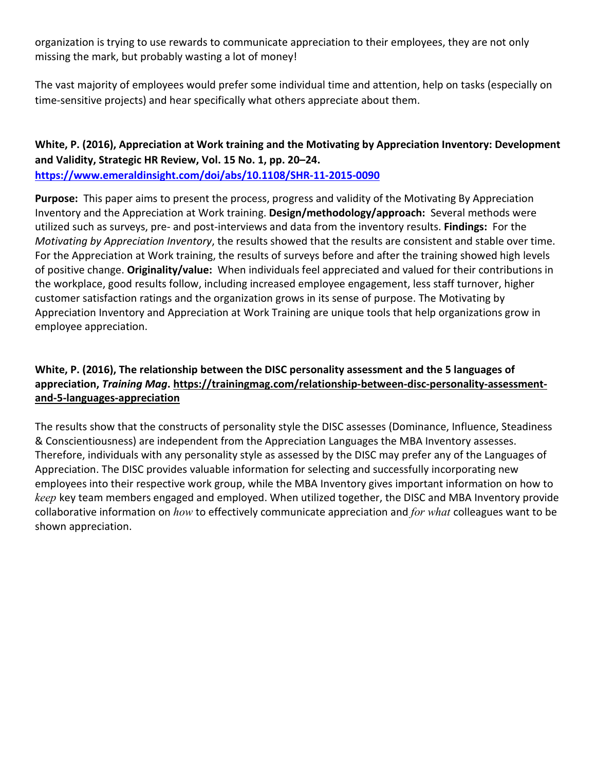organization is trying to use rewards to communicate appreciation to their employees, they are not only missing the mark, but probably wasting a lot of money!

The vast majority of employees would prefer some individual time and attention, help on tasks (especially on time-sensitive projects) and hear specifically what others appreciate about them.

**White, P. (2016), Appreciation at Work training and the Motivating by Appreciation Inventory: Development and Validity, Strategic HR Review, Vol. 15 No. 1, pp. 20–24.**
**https://www.emeraldinsight.com/doi/abs/10.1108/SHR-11-2015-0090**

**Purpose:** This paper aims to present the process, progress and validity of the Motivating By Appreciation Inventory and the Appreciation at Work training. **Design/methodology/approach:** Several methods were utilized such as surveys, pre- and post-interviews and data from the inventory results. **Findings:** For the *Motivating by Appreciation Inventory*, the results showed that the results are consistent and stable over time. For the Appreciation at Work training, the results of surveys before and after the training showed high levels of positive change. **Originality/value:** When individuals feel appreciated and valued for their contributions in the workplace, good results follow, including increased employee engagement, less staff turnover, higher customer satisfaction ratings and the organization grows in its sense of purpose. The Motivating by Appreciation Inventory and Appreciation at Work Training are unique tools that help organizations grow in employee appreciation.

**White, P. (2016), The relationship between the DISC personality assessment and the 5 languages of appreciation, *Training Mag*. https://trainingmag.com/relationship-between-disc-personality-assessment-and-5-languages-appreciation**

The results show that the constructs of personality style the DISC assesses (Dominance, Influence, Steadiness & Conscientiousness) are independent from the Appreciation Languages the MBA Inventory assesses. Therefore, individuals with any personality style as assessed by the DISC may prefer any of the Languages of Appreciation. The DISC provides valuable information for selecting and successfully incorporating new employees into their respective work group, while the MBA Inventory gives important information on how to *keep* key team members engaged and employed. When utilized together, the DISC and MBA Inventory provide collaborative information on *how* to effectively communicate appreciation and *for what* colleagues want to be shown appreciation.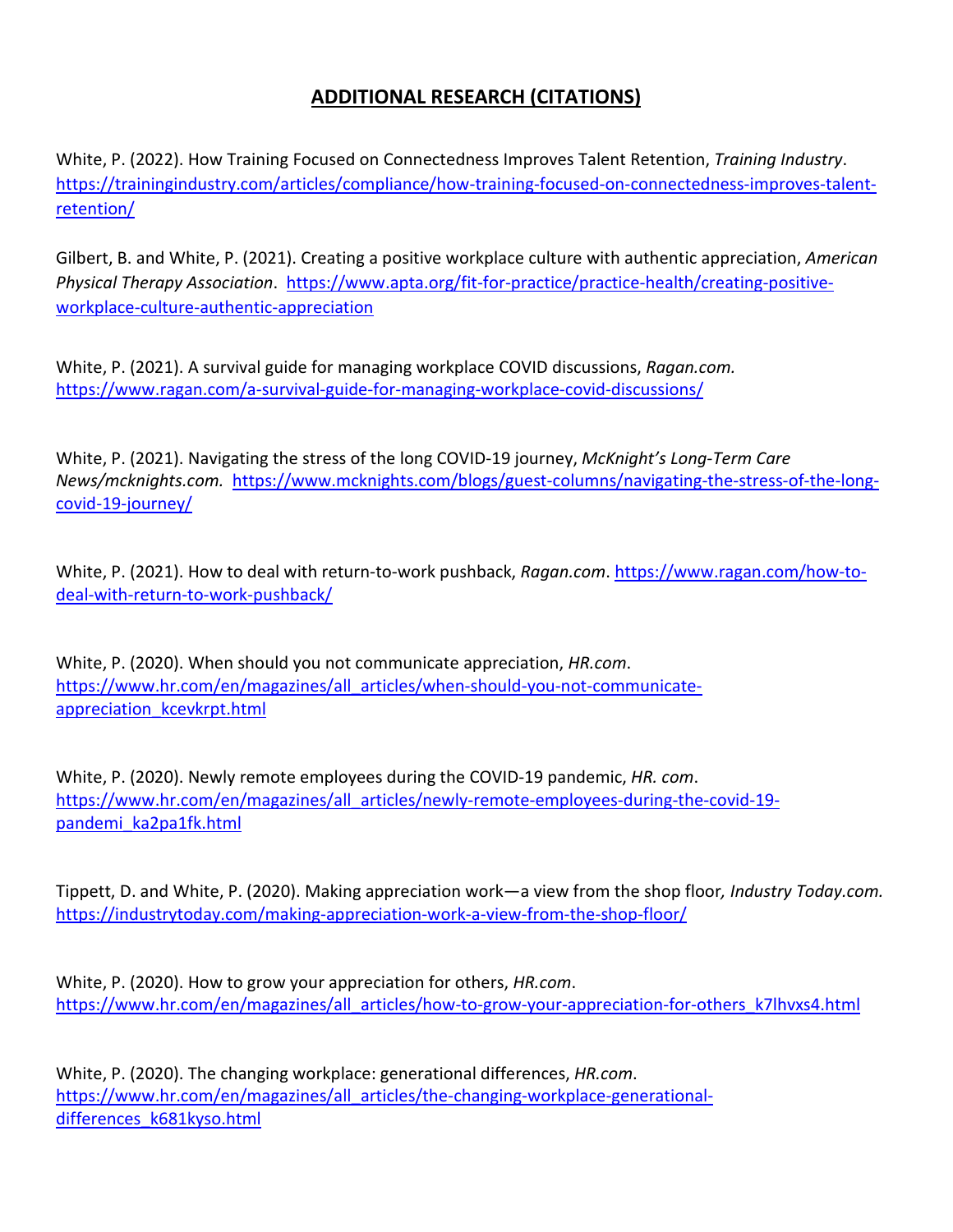## ADDITIONAL RESEARCH (CITATIONS)

White, P. (2022). How Training Focused on Connectedness Improves Talent Retention, *Training Industry*. https://trainingindustry.com/articles/compliance/how-training-focused-on-connectedness-improves-talent-retention/

Gilbert, B. and White, P. (2021). Creating a positive workplace culture with authentic appreciation, *American Physical Therapy Association*. https://www.apta.org/fit-for-practice/practice-health/creating-positive-workplace-culture-authentic-appreciation

White, P. (2021). A survival guide for managing workplace COVID discussions, *Ragan.com.* https://www.ragan.com/a-survival-guide-for-managing-workplace-covid-discussions/

White, P. (2021). Navigating the stress of the long COVID-19 journey, *McKnight's Long-Term Care News/mcknights.com.* https://www.mcknights.com/blogs/guest-columns/navigating-the-stress-of-the-long-covid-19-journey/

White, P. (2021). How to deal with return-to-work pushback, *Ragan.com*. https://www.ragan.com/how-to-deal-with-return-to-work-pushback/

White, P. (2020). When should you not communicate appreciation, *HR.com*. https://www.hr.com/en/magazines/all_articles/when-should-you-not-communicate-appreciation_kcevkrpt.html

White, P. (2020). Newly remote employees during the COVID-19 pandemic, *HR. com*. https://www.hr.com/en/magazines/all_articles/newly-remote-employees-during-the-covid-19-pandemi_ka2pa1fk.html

Tippett, D. and White, P. (2020). Making appreciation work—a view from the shop floor*, Industry Today.com.* https://industrytoday.com/making-appreciation-work-a-view-from-the-shop-floor/

White, P. (2020). How to grow your appreciation for others, *HR.com*. https://www.hr.com/en/magazines/all_articles/how-to-grow-your-appreciation-for-others_k7lhvxs4.html

White, P. (2020). The changing workplace: generational differences, *HR.com*. https://www.hr.com/en/magazines/all_articles/the-changing-workplace-generational-differences_k681kyso.html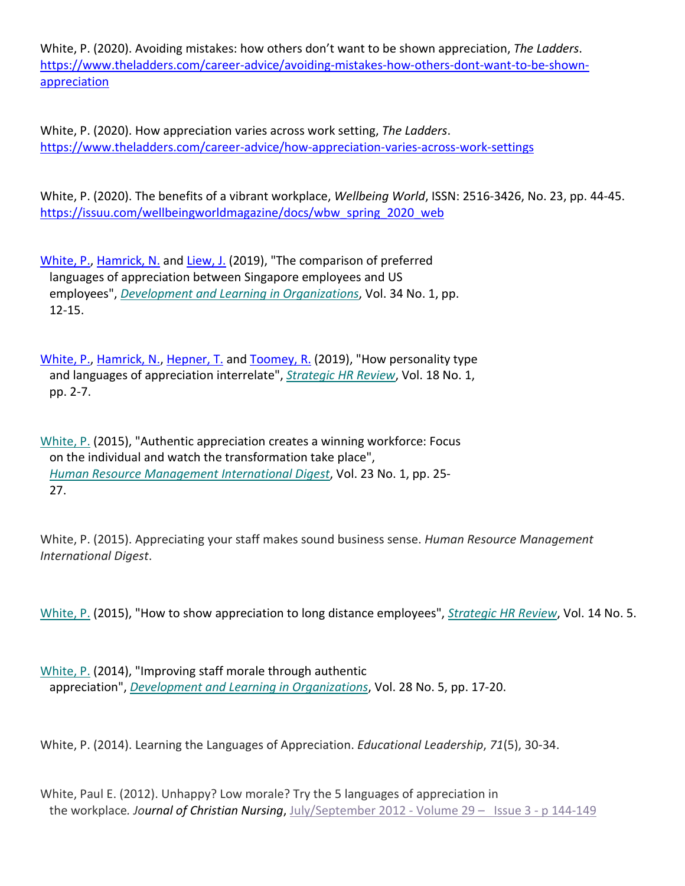White, P. (2020). Avoiding mistakes: how others don't want to be shown appreciation, *The Ladders*. [https://www.theladders.com/career-advice/avoiding-mistakes-how-others-dont-want-to-be-shown-appreciation](https://www.theladders.com/career-advice/avoiding-mistakes-how-others-dont-want-to-be-shown-appreciation)

White, P. (2020). How appreciation varies across work setting, *The Ladders*. [https://www.theladders.com/career-advice/how-appreciation-varies-across-work-settings](https://www.theladders.com/career-advice/how-appreciation-varies-across-work-settings)

White, P. (2020). The benefits of a vibrant workplace, *Wellbeing World*, ISSN: 2516-3426, No. 23, pp. 44-45. [https://issuu.com/wellbeingworldmagazine/docs/wbw_spring_2020_web](https://issuu.com/wellbeingworldmagazine/docs/wbw_spring_2020_web)

White, P., Hamrick, N. and Liew, J. (2019), "The comparison of preferred languages of appreciation between Singapore employees and US employees", *Development and Learning in Organizations*, Vol. 34 No. 1, pp. 12-15.

White, P., Hamrick, N., Hepner, T. and Toomey, R. (2019), "How personality type and languages of appreciation interrelate", *Strategic HR Review*, Vol. 18 No. 1, pp. 2-7.

White, P. (2015), "Authentic appreciation creates a winning workforce: Focus on the individual and watch the transformation take place", *Human Resource Management International Digest*, Vol. 23 No. 1, pp. 25-27.

White, P. (2015). Appreciating your staff makes sound business sense. *Human Resource Management International Digest*.

White, P. (2015), "How to show appreciation to long distance employees", *Strategic HR Review*, Vol. 14 No. 5.

White, P. (2014), "Improving staff morale through authentic appreciation", *Development and Learning in Organizations*, Vol. 28 No. 5, pp. 17-20.

White, P. (2014). Learning the Languages of Appreciation. *Educational Leadership*, *71*(5), 30-34.

White, Paul E. (2012). Unhappy? Low morale? Try the 5 languages of appreciation in the workplace. *Journal of Christian Nursing*, July/September 2012 - Volume 29 – Issue 3 - p 144-149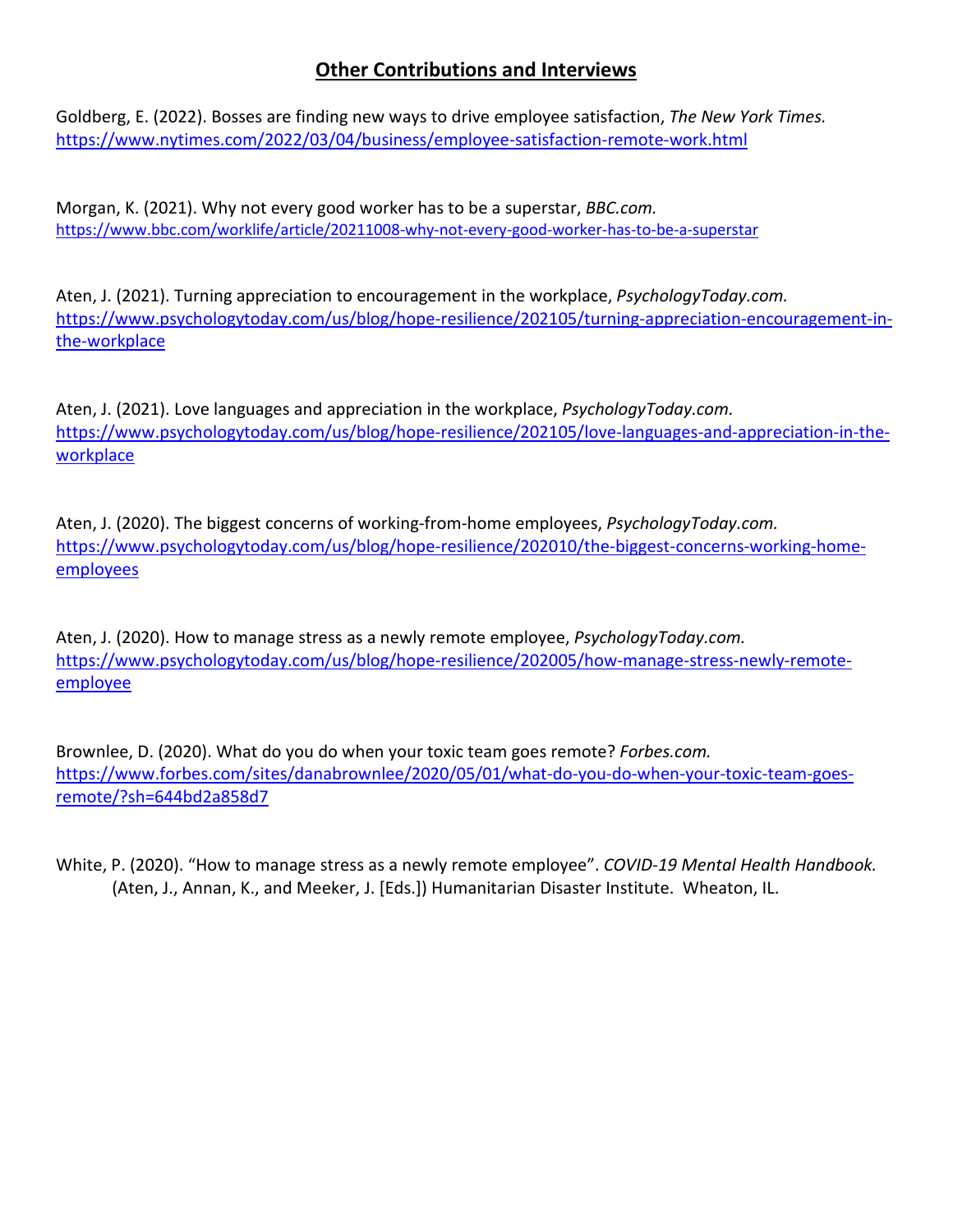## Other Contributions and Interviews

Goldberg, E. (2022). Bosses are finding new ways to drive employee satisfaction, *The New York Times.* https://www.nytimes.com/2022/03/04/business/employee-satisfaction-remote-work.html

Morgan, K. (2021). Why not every good worker has to be a superstar, *BBC.com.* https://www.bbc.com/worklife/article/20211008-why-not-every-good-worker-has-to-be-a-superstar

Aten, J. (2021). Turning appreciation to encouragement in the workplace, *PsychologyToday.com.* https://www.psychologytoday.com/us/blog/hope-resilience/202105/turning-appreciation-encouragement-in-the-workplace

Aten, J. (2021). Love languages and appreciation in the workplace, *PsychologyToday.com.* https://www.psychologytoday.com/us/blog/hope-resilience/202105/love-languages-and-appreciation-in-the-workplace

Aten, J. (2020). The biggest concerns of working-from-home employees, *PsychologyToday.com.* https://www.psychologytoday.com/us/blog/hope-resilience/202010/the-biggest-concerns-working-home-employees

Aten, J. (2020). How to manage stress as a newly remote employee, *PsychologyToday.com.* https://www.psychologytoday.com/us/blog/hope-resilience/202005/how-manage-stress-newly-remote-employee

Brownlee, D. (2020). What do you do when your toxic team goes remote? *Forbes.com.* https://www.forbes.com/sites/danabrownlee/2020/05/01/what-do-you-do-when-your-toxic-team-goes-remote/?sh=644bd2a858d7

White, P. (2020). "How to manage stress as a newly remote employee". *COVID-19 Mental Health Handbook.* (Aten, J., Annan, K., and Meeker, J. [Eds.]) Humanitarian Disaster Institute. Wheaton, IL.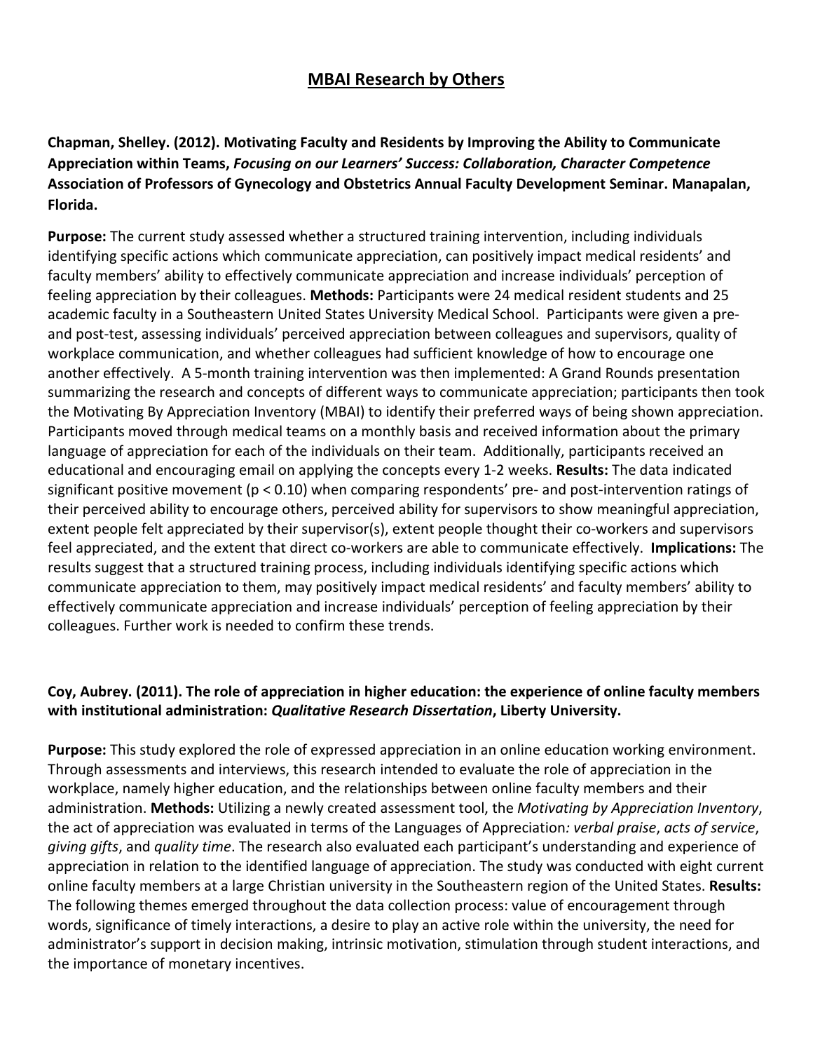# MBAI Research by Others

**Chapman, Shelley. (2012). Motivating Faculty and Residents by Improving the Ability to Communicate Appreciation within Teams,** ***Focusing on our Learners' Success: Collaboration, Character Competence*** **Association of Professors of Gynecology and Obstetrics Annual Faculty Development Seminar. Manapalan, Florida.**

**Purpose:** The current study assessed whether a structured training intervention, including individuals identifying specific actions which communicate appreciation, can positively impact medical residents' and faculty members' ability to effectively communicate appreciation and increase individuals' perception of feeling appreciation by their colleagues. **Methods:** Participants were 24 medical resident students and 25 academic faculty in a Southeastern United States University Medical School. Participants were given a pre- and post-test, assessing individuals' perceived appreciation between colleagues and supervisors, quality of workplace communication, and whether colleagues had sufficient knowledge of how to encourage one another effectively. A 5-month training intervention was then implemented: A Grand Rounds presentation summarizing the research and concepts of different ways to communicate appreciation; participants then took the Motivating By Appreciation Inventory (MBAI) to identify their preferred ways of being shown appreciation. Participants moved through medical teams on a monthly basis and received information about the primary language of appreciation for each of the individuals on their team. Additionally, participants received an educational and encouraging email on applying the concepts every 1-2 weeks. **Results:** The data indicated significant positive movement ($p < 0.10$) when comparing respondents' pre- and post-intervention ratings of their perceived ability to encourage others, perceived ability for supervisors to show meaningful appreciation, extent people felt appreciated by their supervisor(s), extent people thought their co-workers and supervisors feel appreciated, and the extent that direct co-workers are able to communicate effectively. **Implications:** The results suggest that a structured training process, including individuals identifying specific actions which communicate appreciation to them, may positively impact medical residents' and faculty members' ability to effectively communicate appreciation and increase individuals' perception of feeling appreciation by their colleagues. Further work is needed to confirm these trends.

**Coy, Aubrey. (2011). The role of appreciation in higher education: the experience of online faculty members with institutional administration:** ***Qualitative Research Dissertation*****, Liberty University.**

**Purpose:** This study explored the role of expressed appreciation in an online education working environment. Through assessments and interviews, this research intended to evaluate the role of appreciation in the workplace, namely higher education, and the relationships between online faculty members and their administration. **Methods:** Utilizing a newly created assessment tool, the *Motivating by Appreciation Inventory*, the act of appreciation was evaluated in terms of the Languages of Appreciation*: verbal praise*, *acts of service*, *giving gifts*, and *quality time*. The research also evaluated each participant's understanding and experience of appreciation in relation to the identified language of appreciation. The study was conducted with eight current online faculty members at a large Christian university in the Southeastern region of the United States. **Results:** The following themes emerged throughout the data collection process: value of encouragement through words, significance of timely interactions, a desire to play an active role within the university, the need for administrator's support in decision making, intrinsic motivation, stimulation through student interactions, and the importance of monetary incentives.